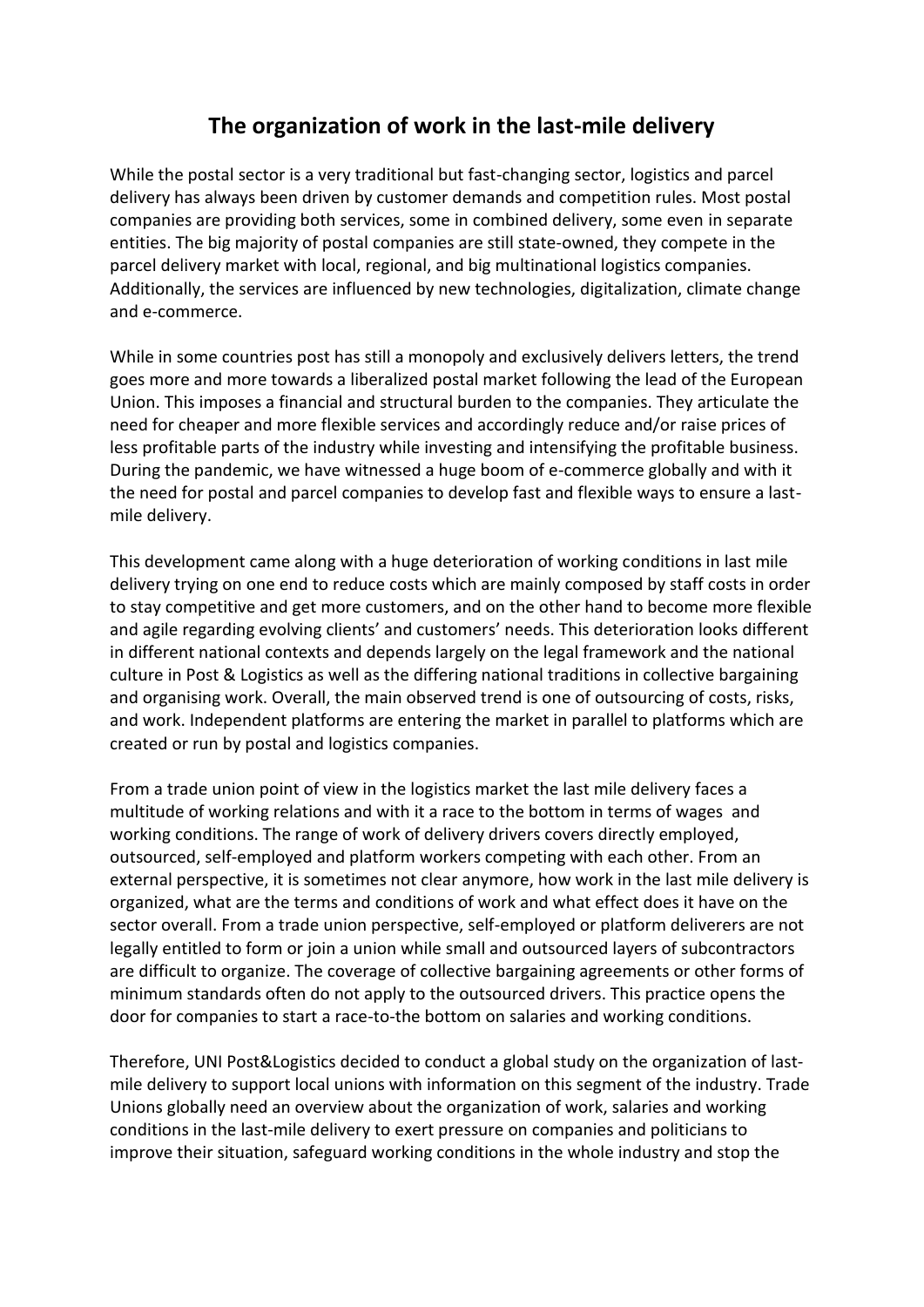# The organization of work in the last-mile delivery

While the postal sector is a very traditional but fast-changing sector, logistics and parcel delivery has always been driven by customer demands and competition rules. Most postal companies are providing both services, some in combined delivery, some even in separate entities. The big majority of postal companies are still state-owned, they compete in the parcel delivery market with local, regional, and big multinational logistics companies. Additionally, the services are influenced by new technologies, digitalization, climate change and e-commerce.

While in some countries post has still a monopoly and exclusively delivers letters, the trend goes more and more towards a liberalized postal market following the lead of the European Union. This imposes a financial and structural burden to the companies. They articulate the need for cheaper and more flexible services and accordingly reduce and/or raise prices of less profitable parts of the industry while investing and intensifying the profitable business. During the pandemic, we have witnessed a huge boom of e-commerce globally and with it the need for postal and parcel companies to develop fast and flexible ways to ensure a last-mile delivery.

This development came along with a huge deterioration of working conditions in last mile delivery trying on one end to reduce costs which are mainly composed by staff costs in order to stay competitive and get more customers, and on the other hand to become more flexible and agile regarding evolving clients' and customers' needs. This deterioration looks different in different national contexts and depends largely on the legal framework and the national culture in Post & Logistics as well as the differing national traditions in collective bargaining and organising work. Overall, the main observed trend is one of outsourcing of costs, risks, and work. Independent platforms are entering the market in parallel to platforms which are created or run by postal and logistics companies.

From a trade union point of view in the logistics market the last mile delivery faces a multitude of working relations and with it a race to the bottom in terms of wages and working conditions. The range of work of delivery drivers covers directly employed, outsourced, self-employed and platform workers competing with each other. From an external perspective, it is sometimes not clear anymore, how work in the last mile delivery is organized, what are the terms and conditions of work and what effect does it have on the sector overall. From a trade union perspective, self-employed or platform deliverers are not legally entitled to form or join a union while small and outsourced layers of subcontractors are difficult to organize. The coverage of collective bargaining agreements or other forms of minimum standards often do not apply to the outsourced drivers. This practice opens the door for companies to start a race-to-the bottom on salaries and working conditions.

Therefore, UNI Post&Logistics decided to conduct a global study on the organization of last-mile delivery to support local unions with information on this segment of the industry. Trade Unions globally need an overview about the organization of work, salaries and working conditions in the last-mile delivery to exert pressure on companies and politicians to improve their situation, safeguard working conditions in the whole industry and stop the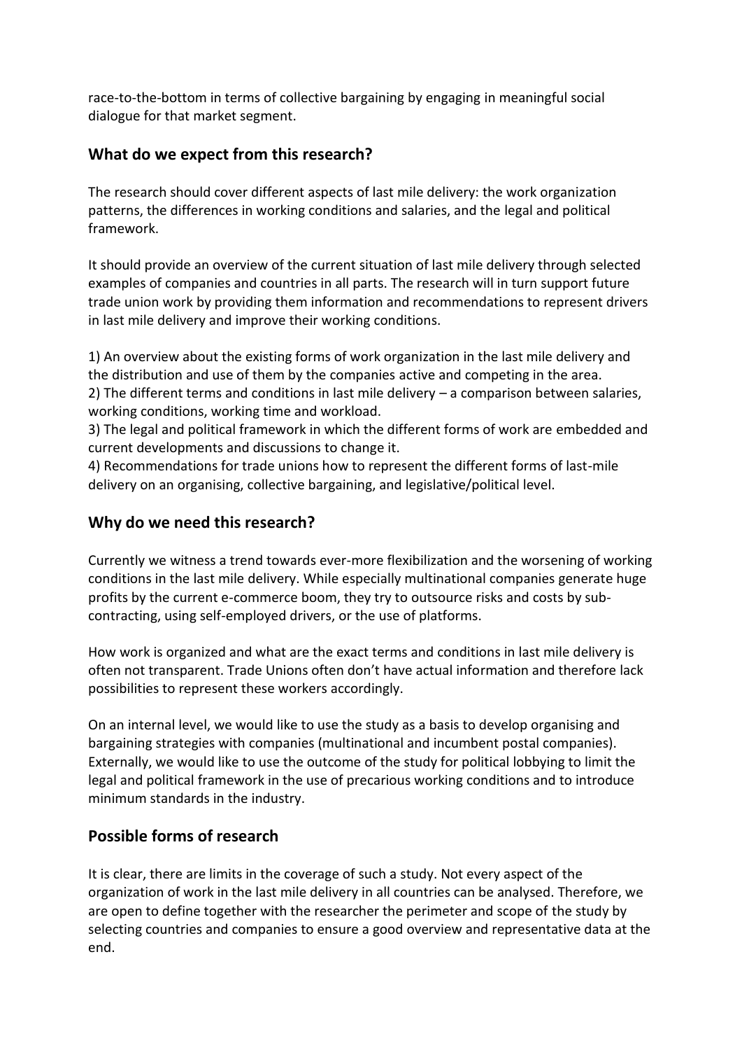race-to-the-bottom in terms of collective bargaining by engaging in meaningful social dialogue for that market segment.

## What do we expect from this research?

The research should cover different aspects of last mile delivery: the work organization patterns, the differences in working conditions and salaries, and the legal and political framework.

It should provide an overview of the current situation of last mile delivery through selected examples of companies and countries in all parts. The research will in turn support future trade union work by providing them information and recommendations to represent drivers in last mile delivery and improve their working conditions.

1) An overview about the existing forms of work organization in the last mile delivery and the distribution and use of them by the companies active and competing in the area.
2) The different terms and conditions in last mile delivery – a comparison between salaries, working conditions, working time and workload.
3) The legal and political framework in which the different forms of work are embedded and current developments and discussions to change it.
4) Recommendations for trade unions how to represent the different forms of last-mile delivery on an organising, collective bargaining, and legislative/political level.

## Why do we need this research?

Currently we witness a trend towards ever-more flexibilization and the worsening of working conditions in the last mile delivery. While especially multinational companies generate huge profits by the current e-commerce boom, they try to outsource risks and costs by sub-contracting, using self-employed drivers, or the use of platforms.

How work is organized and what are the exact terms and conditions in last mile delivery is often not transparent. Trade Unions often don't have actual information and therefore lack possibilities to represent these workers accordingly.

On an internal level, we would like to use the study as a basis to develop organising and bargaining strategies with companies (multinational and incumbent postal companies). Externally, we would like to use the outcome of the study for political lobbying to limit the legal and political framework in the use of precarious working conditions and to introduce minimum standards in the industry.

## Possible forms of research

It is clear, there are limits in the coverage of such a study. Not every aspect of the organization of work in the last mile delivery in all countries can be analysed. Therefore, we are open to define together with the researcher the perimeter and scope of the study by selecting countries and companies to ensure a good overview and representative data at the end.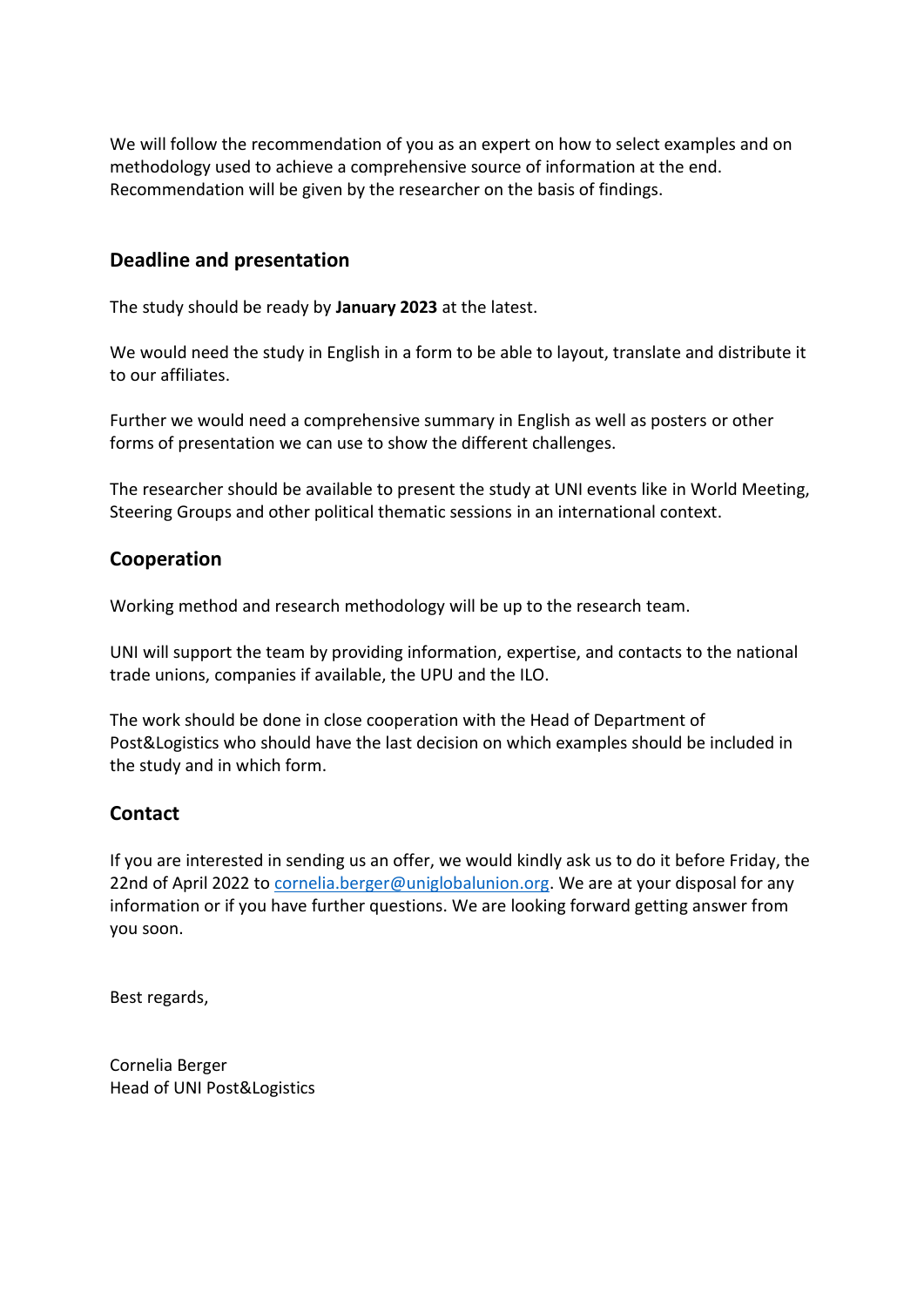We will follow the recommendation of you as an expert on how to select examples and on methodology used to achieve a comprehensive source of information at the end. Recommendation will be given by the researcher on the basis of findings.

## Deadline and presentation

The study should be ready by **January 2023** at the latest.

We would need the study in English in a form to be able to layout, translate and distribute it to our affiliates.

Further we would need a comprehensive summary in English as well as posters or other forms of presentation we can use to show the different challenges.

The researcher should be available to present the study at UNI events like in World Meeting, Steering Groups and other political thematic sessions in an international context.

## Cooperation

Working method and research methodology will be up to the research team.

UNI will support the team by providing information, expertise, and contacts to the national trade unions, companies if available, the UPU and the ILO.

The work should be done in close cooperation with the Head of Department of Post&Logistics who should have the last decision on which examples should be included in the study and in which form.

## Contact

If you are interested in sending us an offer, we would kindly ask us to do it before Friday, the 22nd of April 2022 to [cornelia.berger@uniglobalunion.org](mailto:cornelia.berger@uniglobalunion.org). We are at your disposal for any information or if you have further questions. We are looking forward getting answer from you soon.

Best regards,

Cornelia Berger
Head of UNI Post&Logistics